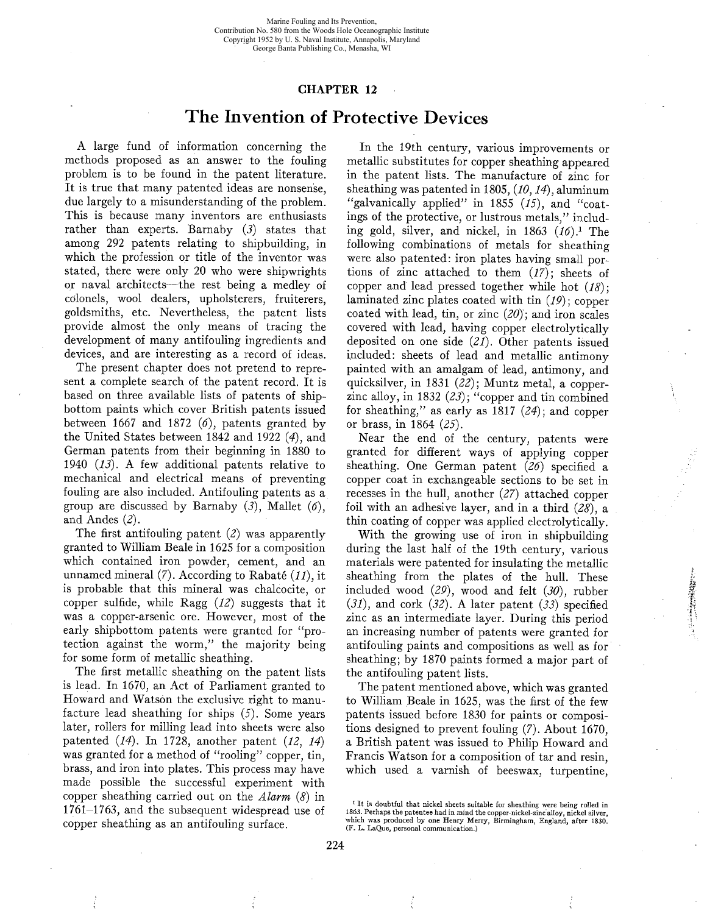Marine Fouling and Its Prevention,
Contribution No. 580 from the Woods Hole Oceanographic Institute
Copyright 1952 by U. S. Naval Institute, Annapolis, Maryland
George Banta Publishing Co., Menasha, WI

# CHAPTER 12

# The Invention of Protective Devices

A large fund of information concerning the methods proposed as an answer to the fouling problem is to be found in the patent literature. It is true that many patented ideas are nonsense, due largely to a misunderstanding of the problem. This is because many inventors are enthusiasts rather than experts. Barnaby (*3*) states that among 292 patents relating to shipbuilding, in which the profession or title of the inventor was stated, there were only 20 who were shipwrights or naval architects—the rest being a medley of colonels, wool dealers, upholsterers, fruiterers, goldsmiths, etc. Nevertheless, the patent lists provide almost the only means of tracing the development of many antifouling ingredients and devices, and are interesting as a record of ideas.

The present chapter does not pretend to represent a complete search of the patent record. It is based on three available lists of patents of ship-bottom paints which cover British patents issued between 1667 and 1872 (*6*), patents granted by the United States between 1842 and 1922 (*4*), and German patents from their beginning in 1880 to 1940 (*13*). A few additional patents relative to mechanical and electrical means of preventing fouling are also included. Antifouling patents as a group are discussed by Barnaby (*3*), Mallet (*6*), and Andes (*2*).

The first antifouling patent (*2*) was apparently granted to William Beale in 1625 for a composition which contained iron powder, cement, and an unnamed mineral (*7*). According to Rabaté (*11*), it is probable that this mineral was chalcocite, or copper sulfide, while Ragg (*12*) suggests that it was a copper-arsenic ore. However, most of the early shipbottom patents were granted for "protection against the worm," the majority being for some form of metallic sheathing.

The first metallic sheathing on the patent lists is lead. In 1670, an Act of Parliament granted to Howard and Watson the exclusive right to manufacture lead sheathing for ships (*5*). Some years later, rollers for milling lead into sheets were also patented (*14*). In 1728, another patent (*12, 14*) was granted for a method of "rooling" copper, tin, brass, and iron into plates. This process may have made possible the successful experiment with copper sheathing carried out on the *Alarm* (*8*) in 1761–1763, and the subsequent widespread use of copper sheathing as an antifouling surface.

In the 19th century, various improvements or metallic substitutes for copper sheathing appeared in the patent lists. The manufacture of zinc for sheathing was patented in 1805, (*10, 14*), aluminum "galvanically applied" in 1855 (*15*), and "coatings of the protective, or lustrous metals," including gold, silver, and nickel, in 1863 (*16*).[1] The following combinations of metals for sheathing were also patented: iron plates having small portions of zinc attached to them (*17*); sheets of copper and lead pressed together while hot (*18*); laminated zinc plates coated with tin (*19*); copper coated with lead, tin, or zinc (*20*); and iron scales covered with lead, having copper electrolytically deposited on one side (*21*). Other patents issued included: sheets of lead and metallic antimony painted with an amalgam of lead, antimony, and quicksilver, in 1831 (*22*); Muntz metal, a copper-zinc alloy, in 1832 (*23*); "copper and tin combined for sheathing," as early as 1817 (*24*); and copper or brass, in 1864 (*25*).

Near the end of the century, patents were granted for different ways of applying copper sheathing. One German patent (*26*) specified a copper coat in exchangeable sections to be set in recesses in the hull, another (*27*) attached copper foil with an adhesive layer, and in a third (*28*), a thin coating of copper was applied electrolytically.

With the growing use of iron in shipbuilding during the last half of the 19th century, various materials were patented for insulating the metallic sheathing from the plates of the hull. These included wood (*29*), wood and felt (*30*), rubber (*31*), and cork (*32*). A later patent (*33*) specified zinc as an intermediate layer. During this period an increasing number of patents were granted for antifouling paints and compositions as well as for sheathing; by 1870 paints formed a major part of the antifouling patent lists.

The patent mentioned above, which was granted to William Beale in 1625, was the first of the few patents issued before 1830 for paints or compositions designed to prevent fouling (*7*). About 1670, a British patent was issued to Philip Howard and Francis Watson for a composition of tar and resin, which used a varnish of beeswax, turpentine,

[1] It is doubtful that nickel sheets suitable for sheathing were being rolled in 1863. Perhaps the patentee had in mind the copper-nickel-zinc alloy, nickel silver, which was produced by one Henry Merry, Birmingham, England, after 1830. (F. L. LaQue, personal communication.)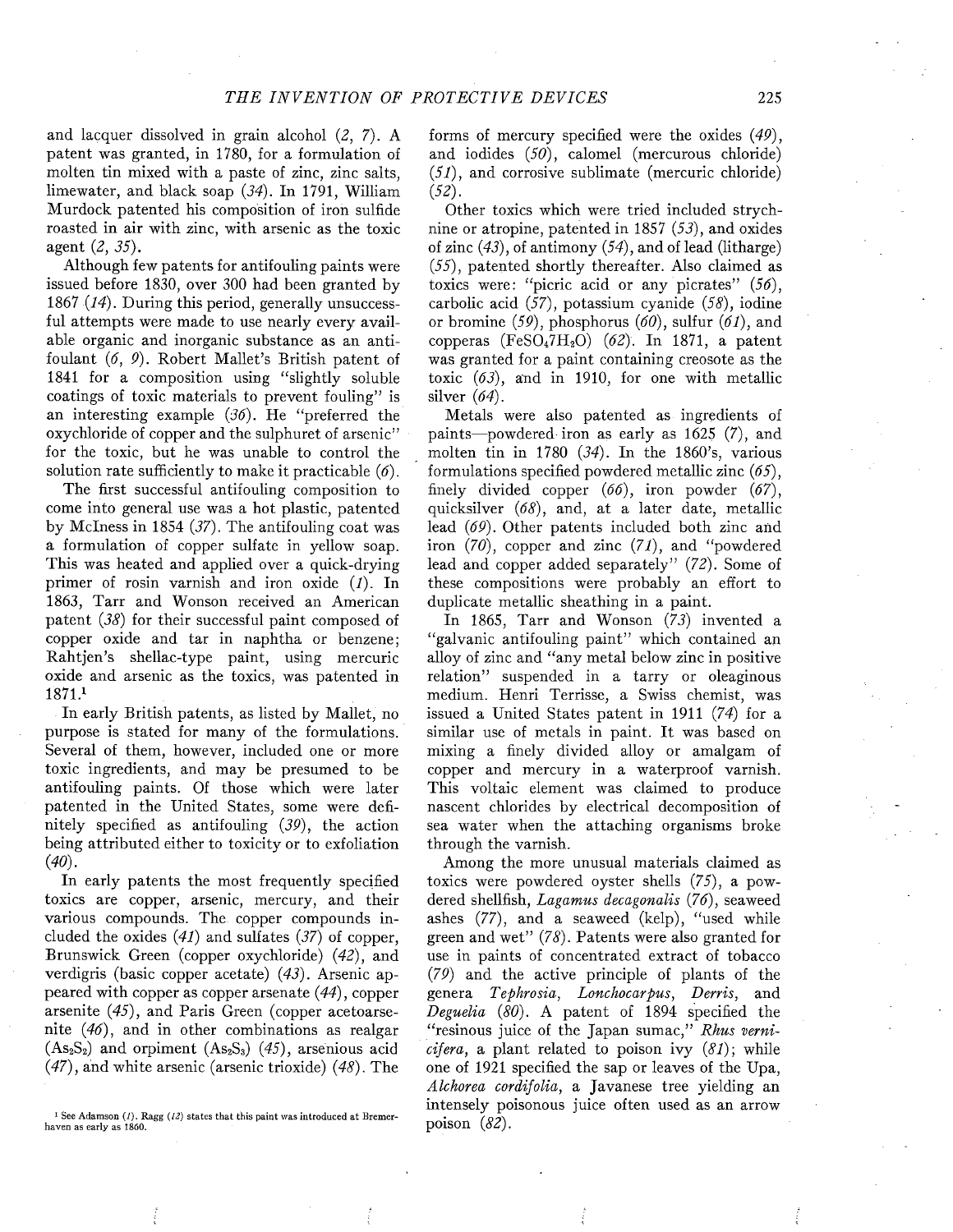and lacquer dissolved in grain alcohol (*2, 7*). A patent was granted, in 1780, for a formulation of molten tin mixed with a paste of zinc, zinc salts, limewater, and black soap (*34*). In 1791, William Murdock patented his composition of iron sulfide roasted in air with zinc, with arsenic as the toxic agent (*2, 35*).

Although few patents for antifouling paints were issued before 1830, over 300 had been granted by 1867 (*14*). During this period, generally unsuccessful attempts were made to use nearly every available organic and inorganic substance as an antifoulant (*6, 9*). Robert Mallet's British patent of 1841 for a composition using "slightly soluble coatings of toxic materials to prevent fouling" is an interesting example (*36*). He "preferred the oxychloride of copper and the sulphuret of arsenic" for the toxic, but he was unable to control the solution rate sufficiently to make it practicable (*6*).

The first successful antifouling composition to come into general use was a hot plastic, patented by McIness in 1854 (*37*). The antifouling coat was a formulation of copper sulfate in yellow soap. This was heated and applied over a quick-drying primer of rosin varnish and iron oxide (*1*). In 1863, Tarr and Wonson received an American patent (*38*) for their successful paint composed of copper oxide and tar in naphtha or benzene; Rahtjen's shellac-type paint, using mercuric oxide and arsenic as the toxics, was patented in 1871.[1]

In early British patents, as listed by Mallet, no purpose is stated for many of the formulations. Several of them, however, included one or more toxic ingredients, and may be presumed to be antifouling paints. Of those which were later patented in the United States, some were definitely specified as antifouling (*39*), the action being attributed either to toxicity or to exfoliation (*40*).

In early patents the most frequently specified toxics are copper, arsenic, mercury, and their various compounds. The copper compounds included the oxides (*41*) and sulfates (*37*) of copper, Brunswick Green (copper oxychloride) (*42*), and verdigris (basic copper acetate) (*43*). Arsenic appeared with copper as copper arsenate (*44*), copper arsenite (*45*), and Paris Green (copper acetoarsenite (*46*), and in other combinations as realgar ($As_2S_2$) and orpiment ($As_2S_3$) (*45*), arsenious acid (*47*), and white arsenic (arsenic trioxide) (*48*). The forms of mercury specified were the oxides (*49*), and iodides (*50*), calomel (mercurous chloride) (*51*), and corrosive sublimate (mercuric chloride) (*52*).

Other toxics which were tried included strychnine or atropine, patented in 1857 (*53*), and oxides of zinc (*43*), of antimony (*54*), and of lead (litharge) (*55*), patented shortly thereafter. Also claimed as toxics were: "picric acid or any picrates" (*56*), carbolic acid (*57*), potassium cyanide (*58*), iodine or bromine (*59*), phosphorus (*60*), sulfur (*61*), and copperas ($FeSO_4 7H_2O$) (*62*). In 1871, a patent was granted for a paint containing creosote as the toxic (*63*), and in 1910, for one with metallic silver (*64*).

Metals were also patented as ingredients of paints—powdered iron as early as 1625 (*7*), and molten tin in 1780 (*34*). In the 1860's, various formulations specified powdered metallic zinc (*65*), finely divided copper (*66*), iron powder (*67*), quicksilver (*68*), and, at a later date, metallic lead (*69*). Other patents included both zinc and iron (*70*), copper and zinc (*71*), and "powdered lead and copper added separately" (*72*). Some of these compositions were probably an effort to duplicate metallic sheathing in a paint.

In 1865, Tarr and Wonson (*73*) invented a "galvanic antifouling paint" which contained an alloy of zinc and "any metal below zinc in positive relation" suspended in a tarry or oleaginous medium. Henri Terrisse, a Swiss chemist, was issued a United States patent in 1911 (*74*) for a similar use of metals in paint. It was based on mixing a finely divided alloy or amalgam of copper and mercury in a waterproof varnish. This voltaic element was claimed to produce nascent chlorides by electrical decomposition of sea water when the attaching organisms broke through the varnish.

Among the more unusual materials claimed as toxics were powdered oyster shells (*75*), a powdered shellfish, *Lagamus decagonalis* (*76*), seaweed ashes (*77*), and a seaweed (kelp), "used while green and wet" (*78*). Patents were also granted for use in paints of concentrated extract of tobacco (*79*) and the active principle of plants of the genera *Tephrosia*, *Lonchocarpus*, *Derris*, and *Deguelia* (*80*). A patent of 1894 specified the "resinous juice of the Japan sumac," *Rhus vernicifera*, a plant related to poison ivy (*81*); while one of 1921 specified the sap or leaves of the Upa, *Alchorea cordifolia*, a Javanese tree yielding an intensely poisonous juice often used as an arrow poison (*82*).

[1] See Adamson (*1*). Ragg (*12*) states that this paint was introduced at Bremerhaven as early as 1860.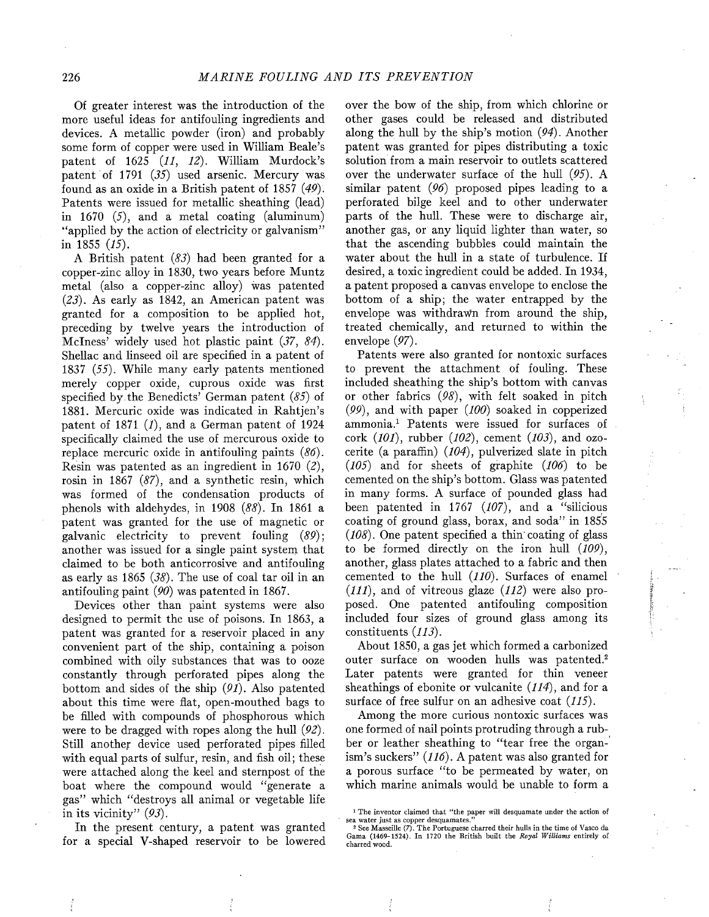Of greater interest was the introduction of the more useful ideas for antifouling ingredients and devices. A metallic powder (iron) and probably some form of copper were used in William Beale's patent of 1625 (*11*, *12*). William Murdock's patent of 1791 (*35*) used arsenic. Mercury was found as an oxide in a British patent of 1857 (*49*). Patents were issued for metallic sheathing (lead) in 1670 (*5*), and a metal coating (aluminum) "applied by the action of electricity or galvanism" in 1855 (*15*).

A British patent (*83*) had been granted for a copper-zinc alloy in 1830, two years before Muntz metal (also a copper-zinc alloy) was patented (*23*). As early as 1842, an American patent was granted for a composition to be applied hot, preceding by twelve years the introduction of McIness' widely used hot plastic paint (*37*, *84*). Shellac and linseed oil are specified in a patent of 1837 (*55*). While many early patents mentioned merely copper oxide, cuprous oxide was first specified by the Benedicts' German patent (*85*) of 1881. Mercuric oxide was indicated in Rahtjen's patent of 1871 (*1*), and a German patent of 1924 specifically claimed the use of mercurous oxide to replace mercuric oxide in antifouling paints (*86*). Resin was patented as an ingredient in 1670 (*2*), rosin in 1867 (*87*), and a synthetic resin, which was formed of the condensation products of phenols with aldehydes, in 1908 (*88*). In 1861 a patent was granted for the use of magnetic or galvanic electricity to prevent fouling (*89*); another was issued for a single paint system that claimed to be both anticorrosive and antifouling as early as 1865 (*38*). The use of coal tar oil in an antifouling paint (*90*) was patented in 1867.

Devices other than paint systems were also designed to permit the use of poisons. In 1863, a patent was granted for a reservoir placed in any convenient part of the ship, containing a poison combined with oily substances that was to ooze constantly through perforated pipes along the bottom and sides of the ship (*91*). Also patented about this time were flat, open-mouthed bags to be filled with compounds of phosphorous which were to be dragged with ropes along the hull (*92*). Still another device used perforated pipes filled with equal parts of sulfur, resin, and fish oil; these were attached along the keel and sternpost of the boat where the compound would "generate a gas" which "destroys all animal or vegetable life in its vicinity" (*93*).

In the present century, a patent was granted for a special V-shaped reservoir to be lowered over the bow of the ship, from which chlorine or other gases could be released and distributed along the hull by the ship's motion (*94*). Another patent was granted for pipes distributing a toxic solution from a main reservoir to outlets scattered over the underwater surface of the hull (*95*). A similar patent (*96*) proposed pipes leading to a perforated bilge keel and to other underwater parts of the hull. These were to discharge air, another gas, or any liquid lighter than water, so that the ascending bubbles could maintain the water about the hull in a state of turbulence. If desired, a toxic ingredient could be added. In 1934, a patent proposed a canvas envelope to enclose the bottom of a ship; the water entrapped by the envelope was withdrawn from around the ship, treated chemically, and returned to within the envelope (*97*).

Patents were also granted for nontoxic surfaces to prevent the attachment of fouling. These included sheathing the ship's bottom with canvas or other fabrics (*98*), with felt soaked in pitch (*99*), and with paper (*100*) soaked in copperized ammonia.[1] Patents were issued for surfaces of cork (*101*), rubber (*102*), cement (*103*), and ozocerite (a paraffin) (*104*), pulverized slate in pitch (*105*) and for sheets of graphite (*106*) to be cemented on the ship's bottom. Glass was patented in many forms. A surface of pounded glass had been patented in 1767 (*107*), and a "silicious coating of ground glass, borax, and soda" in 1855 (*108*). One patent specified a thin coating of glass to be formed directly on the iron hull (*109*), another, glass plates attached to a fabric and then cemented to the hull (*110*). Surfaces of enamel (*111*), and of vitreous glaze (*112*) were also proposed. One patented antifouling composition included four sizes of ground glass among its constituents (*113*).

About 1850, a gas jet which formed a carbonized outer surface on wooden hulls was patented.[2] Later patents were granted for thin veneer sheathings of ebonite or vulcanite (*114*), and for a surface of free sulfur on an adhesive coat (*115*).

Among the more curious nontoxic surfaces was one formed of nail points protruding through a rubber or leather sheathing to "tear free the organism's suckers" (*116*). A patent was also granted for a porous surface "to be permeated by water, on which marine animals would be unable to form a

[1] The inventor claimed that "the paper will desquamate under the action of sea water just as copper desquamates."

[2] See Masseille (*7*). The Portuguese charred their hulls in the time of Vasco da Gama (1469-1524). In 1720 the British built the *Royal Williams* entirely of charred wood.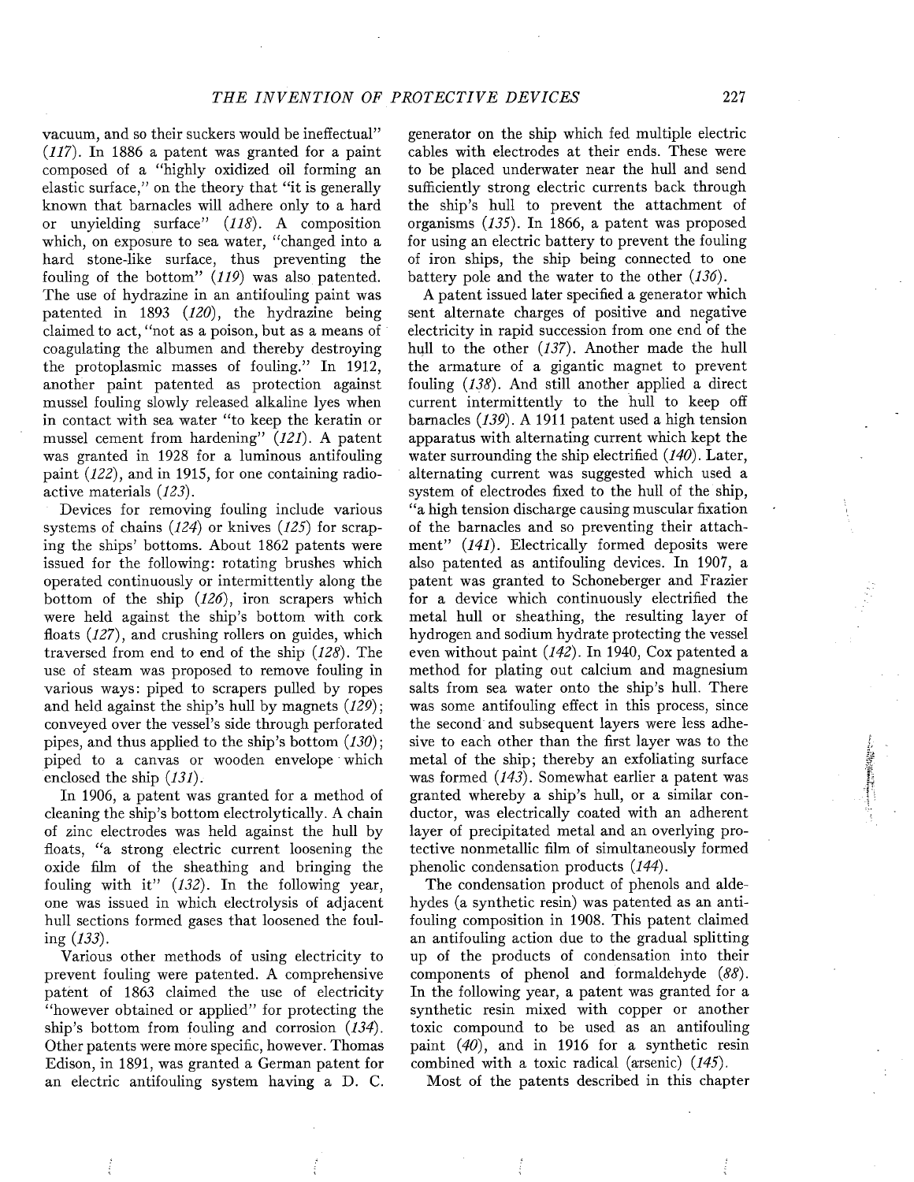vacuum, and so their suckers would be ineffectual" (*117*). In 1886 a patent was granted for a paint composed of a "highly oxidized oil forming an elastic surface," on the theory that "it is generally known that barnacles will adhere only to a hard or unyielding surface" (*118*). A composition which, on exposure to sea water, "changed into a hard stone-like surface, thus preventing the fouling of the bottom" (*119*) was also patented. The use of hydrazine in an antifouling paint was patented in 1893 (*120*), the hydrazine being claimed to act, "not as a poison, but as a means of coagulating the albumen and thereby destroying the protoplasmic masses of fouling." In 1912, another paint patented as protection against mussel fouling slowly released alkaline lyes when in contact with sea water "to keep the keratin or mussel cement from hardening" (*121*). A patent was granted in 1928 for a luminous antifouling paint (*122*), and in 1915, for one containing radioactive materials (*123*).

Devices for removing fouling include various systems of chains (*124*) or knives (*125*) for scrapping the ships' bottoms. About 1862 patents were issued for the following: rotating brushes which operated continuously or intermittently along the bottom of the ship (*126*), iron scrapers which were held against the ship's bottom with cork floats (*127*), and crushing rollers on guides, which traversed from end to end of the ship (*128*). The use of steam was proposed to remove fouling in various ways: piped to scrapers pulled by ropes and held against the ship's hull by magnets (*129*); conveyed over the vessel's side through perforated pipes, and thus applied to the ship's bottom (*130*); piped to a canvas or wooden envelope which enclosed the ship (*131*).

In 1906, a patent was granted for a method of cleaning the ship's bottom electrolytically. A chain of zinc electrodes was held against the hull by floats, "a strong electric current loosening the oxide film of the sheathing and bringing the fouling with it" (*132*). In the following year, one was issued in which electrolysis of adjacent hull sections formed gases that loosened the fouling (*133*).

Various other methods of using electricity to prevent fouling were patented. A comprehensive patent of 1863 claimed the use of electricity "however obtained or applied" for protecting the ship's bottom from fouling and corrosion (*134*). Other patents were more specific, however. Thomas Edison, in 1891, was granted a German patent for an electric antifouling system having a D. C. generator on the ship which fed multiple electric cables with electrodes at their ends. These were to be placed underwater near the hull and send sufficiently strong electric currents back through the ship's hull to prevent the attachment of organisms (*135*). In 1866, a patent was proposed for using an electric battery to prevent the fouling of iron ships, the ship being connected to one battery pole and the water to the other (*136*).

A patent issued later specified a generator which sent alternate charges of positive and negative electricity in rapid succession from one end of the hull to the other (*137*). Another made the hull the armature of a gigantic magnet to prevent fouling (*138*). And still another applied a direct current intermittently to the hull to keep off barnacles (*139*). A 1911 patent used a high tension apparatus with alternating current which kept the water surrounding the ship electrified (*140*). Later, alternating current was suggested which used a system of electrodes fixed to the hull of the ship, "a high tension discharge causing muscular fixation of the barnacles and so preventing their attachment" (*141*). Electrically formed deposits were also patented as antifouling devices. In 1907, a patent was granted to Schoneberger and Frazier for a device which continuously electrified the metal hull or sheathing, the resulting layer of hydrogen and sodium hydrate protecting the vessel even without paint (*142*). In 1940, Cox patented a method for plating out calcium and magnesium salts from sea water onto the ship's hull. There was some antifouling effect in this process, since the second and subsequent layers were less adhesive to each other than the first layer was to the metal of the ship; thereby an exfoliating surface was formed (*143*). Somewhat earlier a patent was granted whereby a ship's hull, or a similar conductor, was electrically coated with an adherent layer of precipitated metal and an overlying protective nonmetallic film of simultaneously formed phenolic condensation products (*144*).

The condensation product of phenols and aldehydes (a synthetic resin) was patented as an antifouling composition in 1908. This patent claimed an antifouling action due to the gradual splitting up of the products of condensation into their components of phenol and formaldehyde (*88*). In the following year, a patent was granted for a synthetic resin mixed with copper or another toxic compound to be used as an antifouling paint (*40*), and in 1916 for a synthetic resin combined with a toxic radical (arsenic) (*145*).

Most of the patents described in this chapter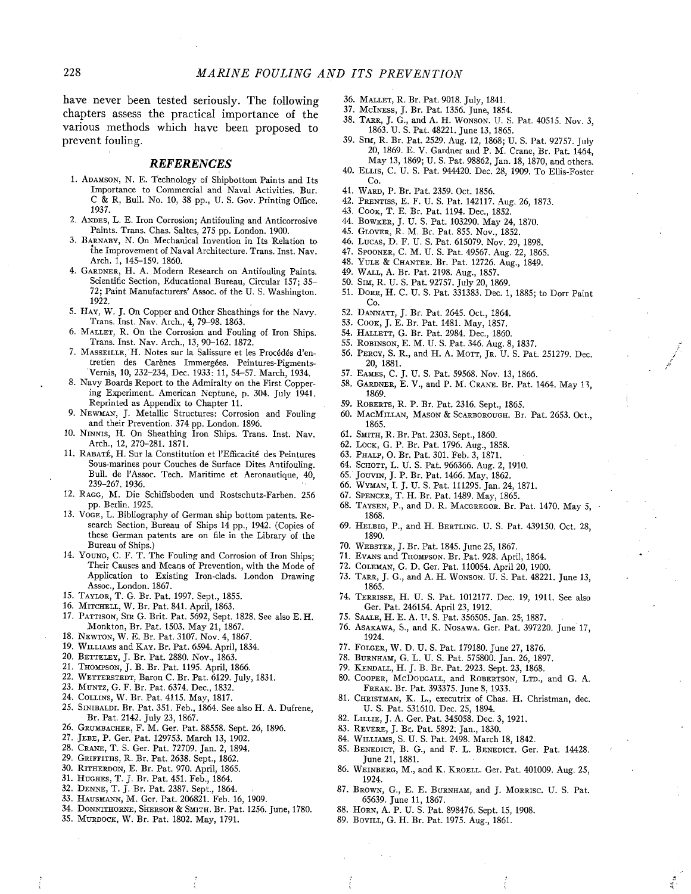have never been tested seriously. The following chapters assess the practical importance of the various methods which have been proposed to prevent fouling.

## REFERENCES

1. ADAMSON, N. E. Technology of Shipbottom Paints and Its Importance to Commercial and Naval Activities. Bur. C & R, Bull. No. 10, 38 pp., U. S. Gov. Printing Office. 1937.
2. ANDES, L. E. Iron Corrosion; Antifouling and Anticorrosive Paints. Trans. Chas. Saltes, 275 pp. London. 1900.
3. BARNABY, N. On Mechanical Invention in Its Relation to the Improvement of Naval Architecture. Trans. Inst. Nav. Arch. 1, 145–159. 1860.
4. GARDNER, H. A. Modern Research on Antifouling Paints. Scientific Section, Educational Bureau, Circular 157; 35–72; Paint Manufacturers' Assoc. of the U. S. Washington. 1922.
5. HAY, W. J. On Copper and Other Sheathings for the Navy. Trans. Inst. Nav. Arch., 4, 79–98. 1863.
6. MALLET, R. On the Corrosion and Fouling of Iron Ships. Trans. Inst. Nav. Arch., 13, 90–162. 1872.
7. MASSEILLE, H. Notes sur la Salissure et les Procédés d'entretien des Carènes Immergées. Peintures-Pigments-Vernis, 10, 232–234, Dec. 1933; 11, 54–57. March, 1934.
8. Navy Boards Report to the Admiralty on the First Coppering Experiment. American Neptune, p. 304. July 1941. Reprinted as Appendix to Chapter 11.
9. NEWMAN, J. Metallic Structures: Corrosion and Fouling and their Prevention. 374 pp. London. 1896.
10. NINNIS, H. On Sheathing Iron Ships. Trans. Inst. Nav. Arch., 12, 270–281. 1871.
11. RABATÉ, H. Sur la Constitution et l'Efficacité des Peintures Sous-marines pour Couches de Surface Dites Antifouling. Bull. de l'Assoc. Tech. Maritime et Aeronautique, 40, 239–267. 1936.
12. RAGG, M. Die Schiffsboden und Rostschutz-Farben. 256 pp. Berlin. 1925.
13. VOGE, L. Bibliography of German ship bottom patents. Research Section, Bureau of Ships 14 pp., 1942. (Copies of these German patents are on file in the Library of the Bureau of Ships.)
14. YOUNG, C. F. T. The Fouling and Corrosion of Iron Ships; Their Causes and Means of Prevention, with the Mode of Application to Existing Iron-clads. London Drawing Assoc., London. 1867.
15. TAYLOR, T. G. Br. Pat. 1997. Sept., 1855.
16. MITCHELL, W. Br. Pat. 841. April, 1863.
17. PATTISON, SIR G. Brit. Pat. 5692, Sept. 1828. See also E. H. Monkton, Br. Pat. 1503. May 21, 1867.
18. NEWTON, W. E. Br. Pat. 3107. Nov. 4, 1867.
19. WILLIAMS and KAY. Br. Pat. 6594. April, 1834.
20. BETTELEY, J. Br. Pat. 2880. Nov., 1863.
21. THOMPSON, J. B. Br. Pat. 1195. April, 1866.
22. WETTERSTEDT, Baron C. Br. Pat. 6129. July, 1831.
23. MUNTZ, G. F. Br. Pat. 6374. Dec., 1832.
24. COLLINS, W. Br. Pat. 4115. May, 1817.
25. SINIBALDI. Br. Pat. 351. Feb., 1864. See also H. A. Dufrene, Br. Pat. 2142. July 23, 1867.
26. GRUMBACHER, F. M. Ger. Pat. 88558. Sept. 26, 1896.
27. JEBE, P. Ger. Pat. 129753. March 13, 1902.
28. CRANE, T. S. Ger. Pat. 72709. Jan. 2, 1894.
29. GRIFFITHS, R. Br. Pat. 2638. Sept., 1862.
30. RITHERDON, E. Br. Pat. 970. April, 1865.
31. HUGHES, T. J. Br. Pat. 451. Feb., 1864.
32. DENNE, T. J. Br. Pat. 2387. Sept., 1864.
33. HAUSMANN, M. Ger. Pat. 206821. Feb. 16, 1909.
34. DONNITHORNE, SHERSON & SMITH. Br. Pat. 1256. June, 1780.
35. MURDOCK, W. Br. Pat. 1802. May, 1791.
36. MALLET, R. Br. Pat. 9018. July, 1841.
37. MCINESS, J. Br. Pat. 1356. June, 1854.
38. TARR, J. G., and A. H. WONSON. U. S. Pat. 40515. Nov. 3, 1863. U. S. Pat. 48221. June 13, 1865.
39. SIM, R. Br. Pat. 2529. Aug. 12, 1868; U. S. Pat. 92757. July 20, 1869. E. V. Gardner and P. M. Crane, Br. Pat. 1464, May 13, 1869; U. S. Pat. 98862, Jan. 18, 1870, and others.
40. ELLIS, C. U. S. Pat. 944420. Dec. 28, 1909. To Ellis-Foster Co.
41. WARD, P. Br. Pat. 2359. Oct. 1856.
42. PRENTISS, E. F. U. S. Pat. 142117. Aug. 26, 1873.
43. COOK, T. E. Br. Pat. 1194. Dec., 1852.
44. BOWKER, J. U. S. Pat. 103290. May 24, 1870.
45. GLOVER, R. M. Br. Pat. 855. Nov., 1852.
46. LUCAS, D. F. U. S. Pat. 615079. Nov. 29, 1898.
47. SPOONER, C. M. U. S. Pat. 49567. Aug. 22, 1865.
48. YULE & CHANTER. Br. Pat. 12726. Aug., 1849.
49. WALL, A. Br. Pat. 2198. Aug., 1857.
50. SIM, R. U. S. Pat. 92757. July 20, 1869.
51. DORR, H. C. U. S. Pat. 331383. Dec. 1, 1885; to Dorr Paint Co.
52. DANNATT, J. Br. Pat. 2645. Oct., 1864.
53. COOK, J. E. Br. Pat. 1481. May, 1857.
54. HALLETT, G. Br. Pat. 2984. Dec., 1860.
55. ROBINSON, E. M. U. S. Pat. 346. Aug. 8, 1837.
56. PERCY, S. R., and H. A. MOTT, JR. U. S. Pat. 251279. Dec. 20, 1881.
57. EAMES, C. J. U. S. Pat. 59568. Nov. 13, 1866.
58. GARDNER, E. V., and P. M. CRANE. Br. Pat. 1464. May 13, 1869.
59. ROBERTS, R. P. Br. Pat. 2316. Sept., 1865.
60. MACMILLAN, MASON & SCARBOROUGH. Br. Pat. 2653. Oct., 1865.
61. SMITH, R. Br. Pat. 2303. Sept., 1860.
62. LOCK, G. P. Br. Pat. 1796. Aug., 1858.
63. PHALP, O. Br. Pat. 301. Feb. 3, 1871.
64. SCHOTT, L. U. S. Pat. 966366. Aug. 2, 1910.
65. JOUVIN, J. P. Br. Pat. 1466. May, 1862.
66. WYMAN, I. J. U. S. Pat. 111295. Jan. 24, 1871.
67. SPENCER, T. H. Br. Pat. 1489. May, 1865.
68. TAYSEN, P., and D. R. MACGREGOR. Br. Pat. 1470. May 5, 1868.
69. HELBIG, P., and H. BERTLING. U. S. Pat. 439150. Oct. 28, 1890.
70. WEBSTER, J. Br. Pat. 1845. June 25, 1867.
71. EVANS and THOMPSON. Br. Pat. 928. April, 1864.
72. COLEMAN, G. D. Ger. Pat. 110054. April 20, 1900.
73. TARR, J. G., and A. H. WONSON. U. S. Pat. 48221. June 13, 1865.
74. TERRISSE, H. U. S. Pat. 1012177. Dec. 19, 1911. See also Ger. Pat. 246154. April 23, 1912.
75. SAALE, H. E. A. U. S. Pat. 356505. Jan. 25, 1887.
76. ASAKAWA, S., and K. NOSAWA. Ger. Pat. 397220. June 17, 1924.
77. FOLGER, W. D. U. S. Pat. 179180. June 27, 1876.
78. BURNHAM, G. L. U. S. Pat. 575800. Jan. 26, 1897.
79. KENDALL, H. J. B. Br. Pat. 2923. Sept. 23, 1868.
80. COOPER, MCDOUGALL, and ROBERTSON, LTD., and G. A. FREAK. Br. Pat. 393375. June 8, 1933.
81. CHRISTMAN, K. L., executrix of Chas. H. Christman, dec. U. S. Pat. 531610. Dec. 25, 1894.
82. LILLIE, J. A. Ger. Pat. 345058. Dec. 3, 1921.
83. REVÈRE, J. Br. Pat. 5892. Jan., 1830.
84. WILLIAMS, S. U. S. Pat. 2498. March 18, 1842.
85. BENEDICT, B. G., and F. L. BENEDICT. Ger. Pat. 14428. June 21, 1881.
86. WEINBERG, M., and K. KROELL. Ger. Pat. 401009. Aug. 25, 1924.
87. BROWN, G., E. E. BURNHAM, and J. MORRISC. U. S. Pat. 65639. June 11, 1867.
88. HORN, A. P. U. S. Pat. 898476. Sept. 15, 1908.
89. BOVILL, G. H. Br. Pat. 1975. Aug., 1861.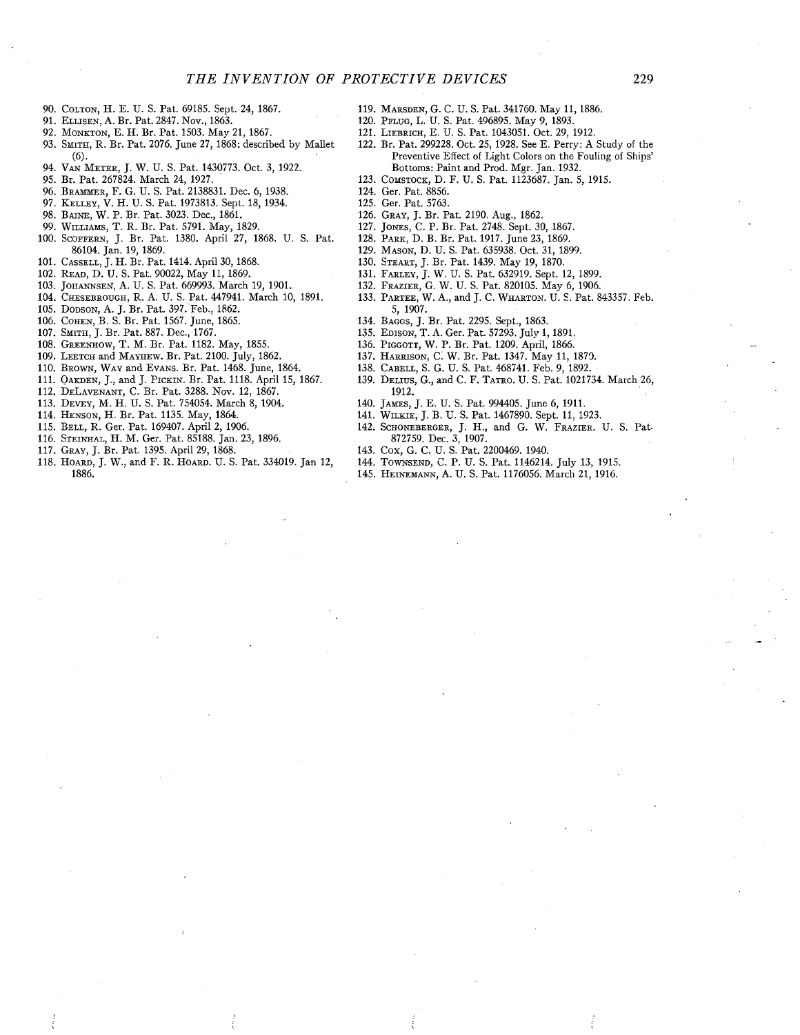90. Colton, H. E. U. S. Pat. 69185. Sept. 24, 1867.
91. Ellisen, A. Br. Pat. 2847. Nov., 1863.
92. Monkton, E. H. Br. Pat. 1503. May 21, 1867.
93. Smith, R. Br. Pat. 2076. June 27, 1868; described by Mallet (6).
94. Van Meter, J. W. U. S. Pat. 1430773. Oct. 3, 1922.
95. Br. Pat. 267824. March 24, 1927.
96. Brammer, F. G. U. S. Pat. 2138831. Dec. 6, 1938.
97. Kelley, V. H. U. S. Pat. 1973813. Sept. 18, 1934.
98. Baine, W. P. Br. Pat. 3023. Dec., 1861.
99. Williams, T. R. Br. Pat. 5791. May, 1829.
100. Scoffern, J. Br. Pat. 1380. April 27, 1868. U. S. Pat. 86104. Jan. 19, 1869.
101. Cassell, J. H. Br. Pat. 1414. April 30, 1868.
102. Read, D. U. S. Pat. 90022, May 11, 1869.
103. Johannsen, A. U. S. Pat. 669993. March 19, 1901.
104. Chesebrough, R. A. U. S. Pat. 447941. March 10, 1891.
105. Dodson, A. J. Br. Pat. 397. Feb., 1862.
106. Cohen, B. S. Br. Pat. 1567. June, 1865.
107. Smith, J. Br. Pat. 887. Dec., 1767.
108. Greenhow, T. M. Br. Pat. 1182. May, 1855.
109. Leetch and Mayhew. Br. Pat. 2100. July, 1862.
110. Brown, Way and Evans. Br. Pat. 1468. June, 1864.
111. Oakden, J., and J. Pickin. Br. Pat. 1118. April 15, 1867.
112. DeLavenant, C. Br. Pat. 3288. Nov. 12, 1867.
113. Devey, M. H. U. S. Pat. 754054. March 8, 1904.
114. Henson, H. Br. Pat. 1135. May, 1864.
115. Bell, R. Ger. Pat. 169407. April 2, 1906.
116. Steinhal, H. M. Ger. Pat. 85188. Jan. 23, 1896.
117. Gray, J. Br. Pat. 1395. April 29, 1868.
118. Hoard, J. W., and F. R. Hoard. U. S. Pat. 334019. Jan 12, 1886.
119. Marsden, G. C. U. S. Pat. 341760. May 11, 1886.
120. Pflug, L. U. S. Pat. 496895. May 9, 1893.
121. Liebrich, E. U. S. Pat. 1043051. Oct. 29, 1912.
122. Br. Pat. 299228. Oct. 25, 1928. See E. Perry: A Study of the Preventive Effect of Light Colors on the Fouling of Ships' Bottoms: Paint and Prod. Mgr. Jan. 1932.
123. Comstock, D. F. U. S. Pat. 1123687. Jan. 5, 1915.
124. Ger. Pat. 8856.
125. Ger. Pat. 5763.
126. Gray, J. Br. Pat. 2190. Aug., 1862.
127. Jones, C. P. Br. Pat. 2748. Sept. 30, 1867.
128. Park, D. B. Br. Pat. 1917. June 23, 1869.
129. Mason, D. U. S. Pat. 635938. Oct. 31, 1899.
130. Steart, J. Br. Pat. 1439. May 19, 1870.
131. Farley, J. W. U. S. Pat. 632919. Sept. 12, 1899.
132. Frazier, G. W. U. S. Pat. 820105. May 6, 1906.
133. Partee, W. A., and J. C. Wharton. U. S. Pat. 843357. Feb. 5, 1907.
134. Baggs, J. Br. Pat. 2295. Sept., 1863.
135. Edison, T. A. Ger. Pat. 57293. July 1, 1891.
136. Piggott, W. P. Br. Pat. 1209. April, 1866.
137. Harrison, C. W. Br. Pat. 1347. May 11, 1870.
138. Cabell, S. G. U. S. Pat. 468741. Feb. 9, 1892.
139. Delius, G., and C. F. Tatro. U. S. Pat. 1021734. March 26, 1912.
140. James, J. E. U. S. Pat. 994405. June 6, 1911.
141. Wilkie, J. B. U. S. Pat. 1467890. Sept. 11, 1923.
142. Schoneberger, J. H., and G. W. Frazier. U. S. Pat. 872759. Dec. 3, 1907.
143. Cox, G. C. U. S. Pat. 2200469. 1940.
144. Townsend, C. P. U. S. Pat. 1146214. July 13, 1915.
145. Heinemann, A. U. S. Pat. 1176056. March 21, 1916.